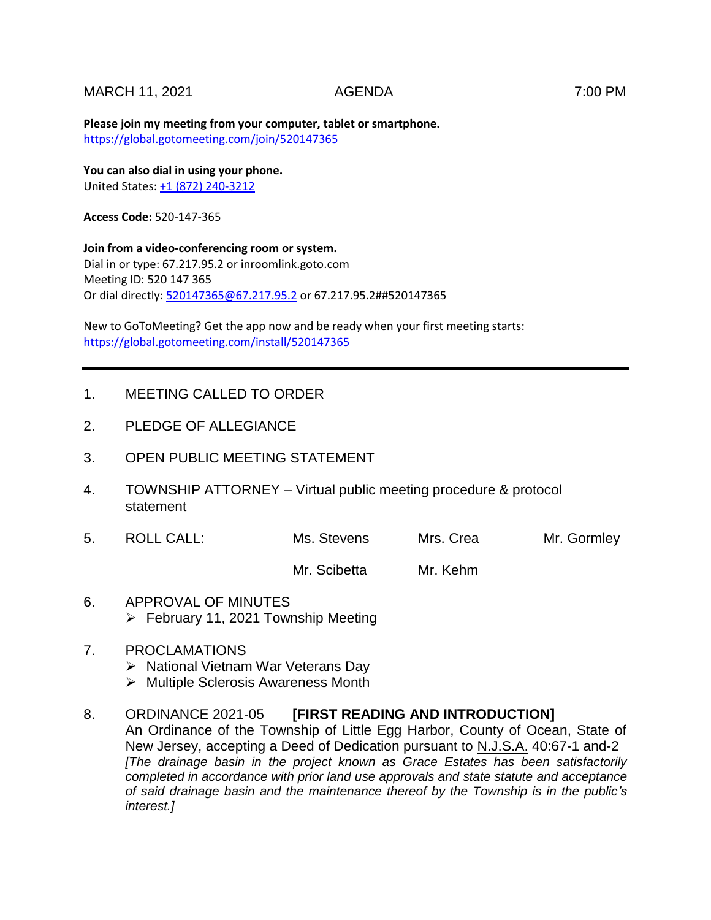MARCH 11, 2021 AGENDA 7:00 PM

**Please join my meeting from your computer, tablet or smartphone.**
https://global.gotomeeting.com/join/520147365

**You can also dial in using your phone.**
United States: +1 (872) 240-3212

**Access Code:** 520-147-365

**Join from a video-conferencing room or system.**
Dial in or type: 67.217.95.2 or inroomlink.goto.com
Meeting ID: 520 147 365
Or dial directly: 520147365@67.217.95.2 or 67.217.95.2##520147365

New to GoToMeeting? Get the app now and be ready when your first meeting starts:
https://global.gotomeeting.com/install/520147365

---

1. MEETING CALLED TO ORDER

2. PLEDGE OF ALLEGIANCE

3. OPEN PUBLIC MEETING STATEMENT

4. TOWNSHIP ATTORNEY – Virtual public meeting procedure & protocol statement

5. ROLL CALL: ______Ms. Stevens ______Mrs. Crea ______Mr. Gormley

   ______Mr. Scibetta ______Mr. Kehm

6. APPROVAL OF MINUTES
   - February 11, 2021 Township Meeting

7. PROCLAMATIONS
   - National Vietnam War Veterans Day
   - Multiple Sclerosis Awareness Month

8. ORDINANCE 2021-05 **[FIRST READING AND INTRODUCTION]**
   An Ordinance of the Township of Little Egg Harbor, County of Ocean, State of New Jersey, accepting a Deed of Dedication pursuant to N.J.S.A. 40:67-1 and-2
   *[The drainage basin in the project known as Grace Estates has been satisfactorily completed in accordance with prior land use approvals and state statute and acceptance of said drainage basin and the maintenance thereof by the Township is in the public's interest.]*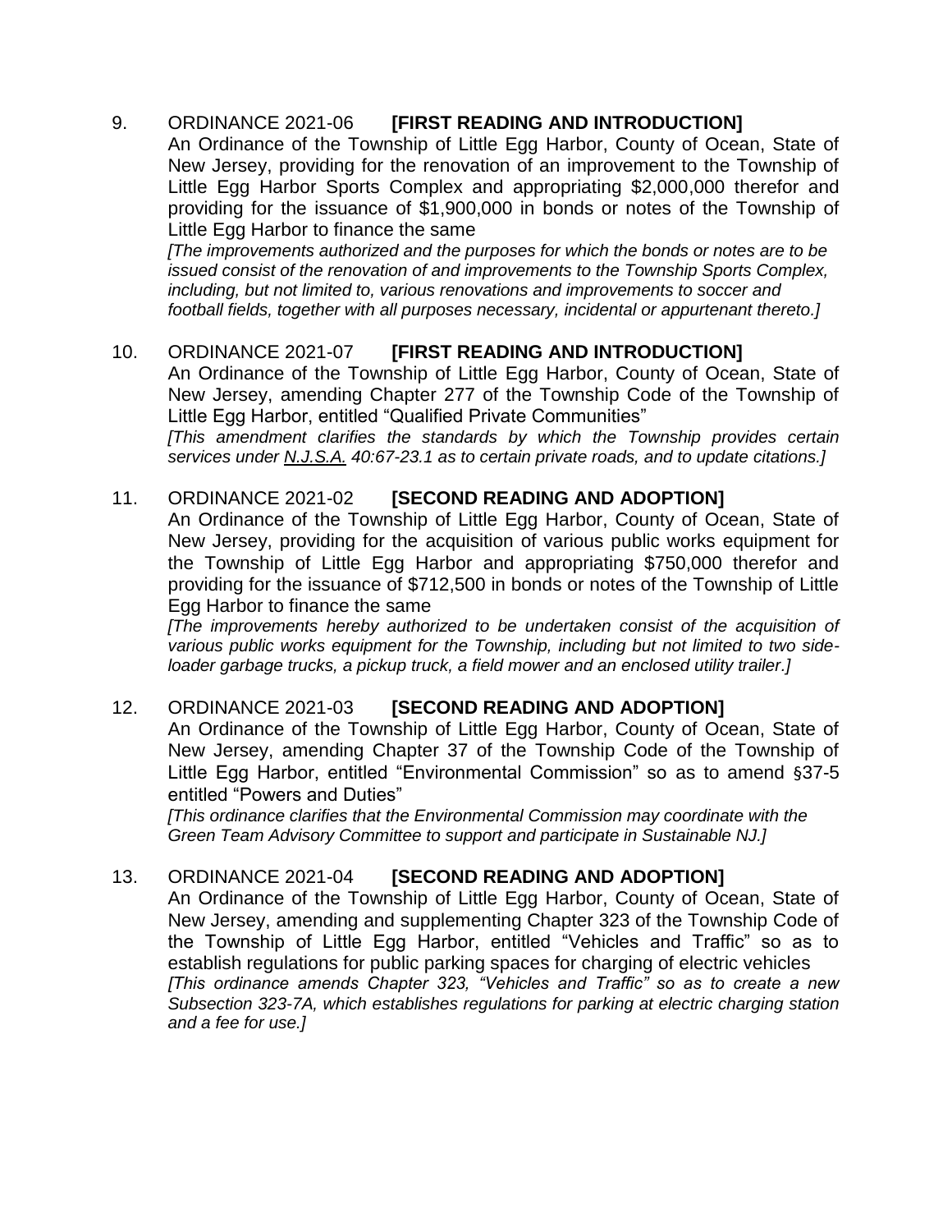9. ORDINANCE 2021-06 **[FIRST READING AND INTRODUCTION]**
   An Ordinance of the Township of Little Egg Harbor, County of Ocean, State of New Jersey, providing for the renovation of an improvement to the Township of Little Egg Harbor Sports Complex and appropriating $2,000,000 therefor and providing for the issuance of $1,900,000 in bonds or notes of the Township of Little Egg Harbor to finance the same
   *[The improvements authorized and the purposes for which the bonds or notes are to be issued consist of the renovation of and improvements to the Township Sports Complex, including, but not limited to, various renovations and improvements to soccer and football fields, together with all purposes necessary, incidental or appurtenant thereto.]*

10. ORDINANCE 2021-07 **[FIRST READING AND INTRODUCTION]**
    An Ordinance of the Township of Little Egg Harbor, County of Ocean, State of New Jersey, amending Chapter 277 of the Township Code of the Township of Little Egg Harbor, entitled "Qualified Private Communities"
    *[This amendment clarifies the standards by which the Township provides certain services under N.J.S.A. 40:67-23.1 as to certain private roads, and to update citations.]*

11. ORDINANCE 2021-02 **[SECOND READING AND ADOPTION]**
    An Ordinance of the Township of Little Egg Harbor, County of Ocean, State of New Jersey, providing for the acquisition of various public works equipment for the Township of Little Egg Harbor and appropriating $750,000 therefor and providing for the issuance of $712,500 in bonds or notes of the Township of Little Egg Harbor to finance the same
    *[The improvements hereby authorized to be undertaken consist of the acquisition of various public works equipment for the Township, including but not limited to two side-loader garbage trucks, a pickup truck, a field mower and an enclosed utility trailer.]*

12. ORDINANCE 2021-03 **[SECOND READING AND ADOPTION]**
    An Ordinance of the Township of Little Egg Harbor, County of Ocean, State of New Jersey, amending Chapter 37 of the Township Code of the Township of Little Egg Harbor, entitled "Environmental Commission" so as to amend §37-5 entitled "Powers and Duties"
    *[This ordinance clarifies that the Environmental Commission may coordinate with the Green Team Advisory Committee to support and participate in Sustainable NJ.]*

13. ORDINANCE 2021-04 **[SECOND READING AND ADOPTION]**
    An Ordinance of the Township of Little Egg Harbor, County of Ocean, State of New Jersey, amending and supplementing Chapter 323 of the Township Code of the Township of Little Egg Harbor, entitled "Vehicles and Traffic" so as to establish regulations for public parking spaces for charging of electric vehicles
    *[This ordinance amends Chapter 323, "Vehicles and Traffic" so as to create a new Subsection 323-7A, which establishes regulations for parking at electric charging station and a fee for use.]*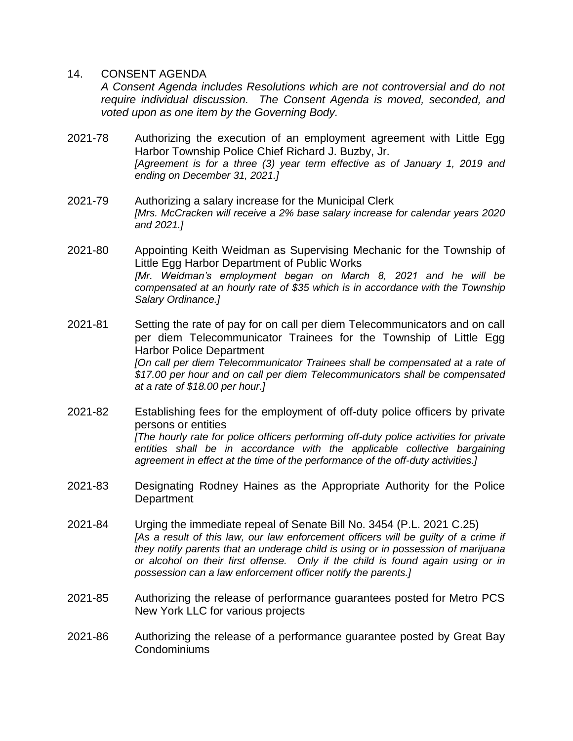14. CONSENT AGENDA

*A Consent Agenda includes Resolutions which are not controversial and do not require individual discussion. The Consent Agenda is moved, seconded, and voted upon as one item by the Governing Body.*

2021-78 Authorizing the execution of an employment agreement with Little Egg Harbor Township Police Chief Richard J. Buzby, Jr.
*[Agreement is for a three (3) year term effective as of January 1, 2019 and ending on December 31, 2021.]*

2021-79 Authorizing a salary increase for the Municipal Clerk
*[Mrs. McCracken will receive a 2% base salary increase for calendar years 2020 and 2021.]*

2021-80 Appointing Keith Weidman as Supervising Mechanic for the Township of Little Egg Harbor Department of Public Works
*[Mr. Weidman's employment began on March 8, 2021 and he will be compensated at an hourly rate of $35 which is in accordance with the Township Salary Ordinance.]*

2021-81 Setting the rate of pay for on call per diem Telecommunicators and on call per diem Telecommunicator Trainees for the Township of Little Egg Harbor Police Department
*[On call per diem Telecommunicator Trainees shall be compensated at a rate of $17.00 per hour and on call per diem Telecommunicators shall be compensated at a rate of $18.00 per hour.]*

2021-82 Establishing fees for the employment of off-duty police officers by private persons or entities
*[The hourly rate for police officers performing off-duty police activities for private entities shall be in accordance with the applicable collective bargaining agreement in effect at the time of the performance of the off-duty activities.]*

2021-83 Designating Rodney Haines as the Appropriate Authority for the Police Department

2021-84 Urging the immediate repeal of Senate Bill No. 3454 (P.L. 2021 C.25)
*[As a result of this law, our law enforcement officers will be guilty of a crime if they notify parents that an underage child is using or in possession of marijuana or alcohol on their first offense. Only if the child is found again using or in possession can a law enforcement officer notify the parents.]*

2021-85 Authorizing the release of performance guarantees posted for Metro PCS New York LLC for various projects

2021-86 Authorizing the release of a performance guarantee posted by Great Bay Condominiums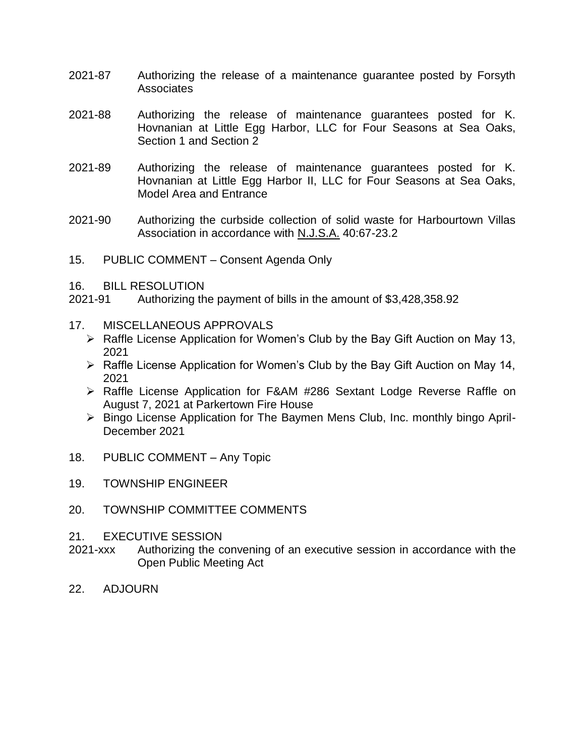2021-87 Authorizing the release of a maintenance guarantee posted by Forsyth Associates

2021-88 Authorizing the release of maintenance guarantees posted for K. Hovnanian at Little Egg Harbor, LLC for Four Seasons at Sea Oaks, Section 1 and Section 2

2021-89 Authorizing the release of maintenance guarantees posted for K. Hovnanian at Little Egg Harbor II, LLC for Four Seasons at Sea Oaks, Model Area and Entrance

2021-90 Authorizing the curbside collection of solid waste for Harbourtown Villas Association in accordance with N.J.S.A. 40:67-23.2

15. PUBLIC COMMENT – Consent Agenda Only

16. BILL RESOLUTION

2021-91 Authorizing the payment of bills in the amount of $3,428,358.92

17. MISCELLANEOUS APPROVALS
   - Raffle License Application for Women's Club by the Bay Gift Auction on May 13, 2021
   - Raffle License Application for Women's Club by the Bay Gift Auction on May 14, 2021
   - Raffle License Application for F&AM #286 Sextant Lodge Reverse Raffle on August 7, 2021 at Parkertown Fire House
   - Bingo License Application for The Baymen Mens Club, Inc. monthly bingo April-December 2021

18. PUBLIC COMMENT – Any Topic

19. TOWNSHIP ENGINEER

20. TOWNSHIP COMMITTEE COMMENTS

21. EXECUTIVE SESSION

2021-xxx Authorizing the convening of an executive session in accordance with the Open Public Meeting Act

22. ADJOURN